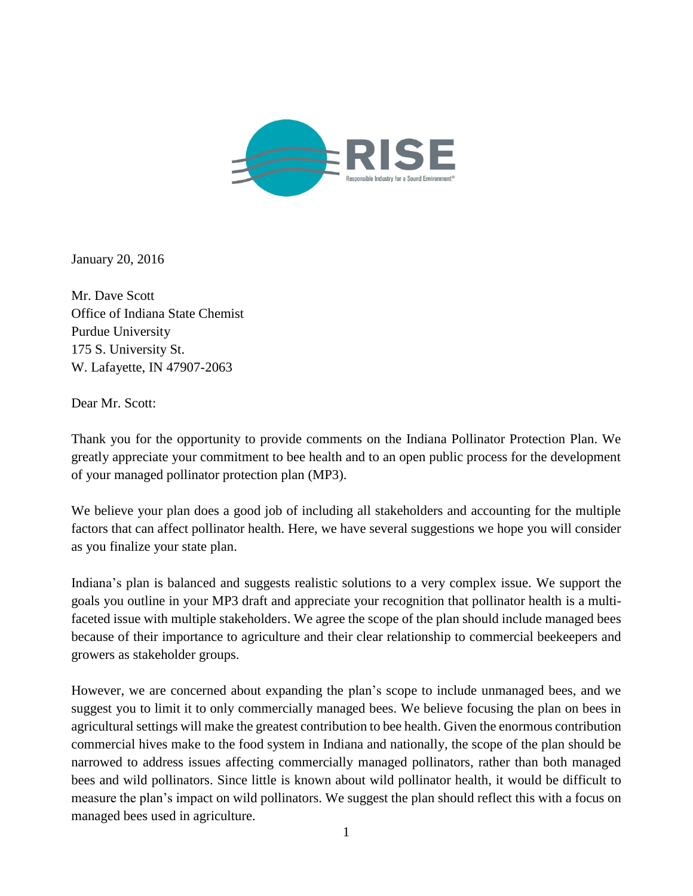RISE

Responsible Industry for a Sound Environment®

January 20, 2016

Mr. Dave Scott
Office of Indiana State Chemist
Purdue University
175 S. University St.
W. Lafayette, IN 47907-2063

Dear Mr. Scott:

Thank you for the opportunity to provide comments on the Indiana Pollinator Protection Plan. We greatly appreciate your commitment to bee health and to an open public process for the development of your managed pollinator protection plan (MP3).

We believe your plan does a good job of including all stakeholders and accounting for the multiple factors that can affect pollinator health. Here, we have several suggestions we hope you will consider as you finalize your state plan.

Indiana's plan is balanced and suggests realistic solutions to a very complex issue. We support the goals you outline in your MP3 draft and appreciate your recognition that pollinator health is a multi-faceted issue with multiple stakeholders. We agree the scope of the plan should include managed bees because of their importance to agriculture and their clear relationship to commercial beekeepers and growers as stakeholder groups.

However, we are concerned about expanding the plan's scope to include unmanaged bees, and we suggest you to limit it to only commercially managed bees. We believe focusing the plan on bees in agricultural settings will make the greatest contribution to bee health. Given the enormous contribution commercial hives make to the food system in Indiana and nationally, the scope of the plan should be narrowed to address issues affecting commercially managed pollinators, rather than both managed bees and wild pollinators. Since little is known about wild pollinator health, it would be difficult to measure the plan's impact on wild pollinators. We suggest the plan should reflect this with a focus on managed bees used in agriculture.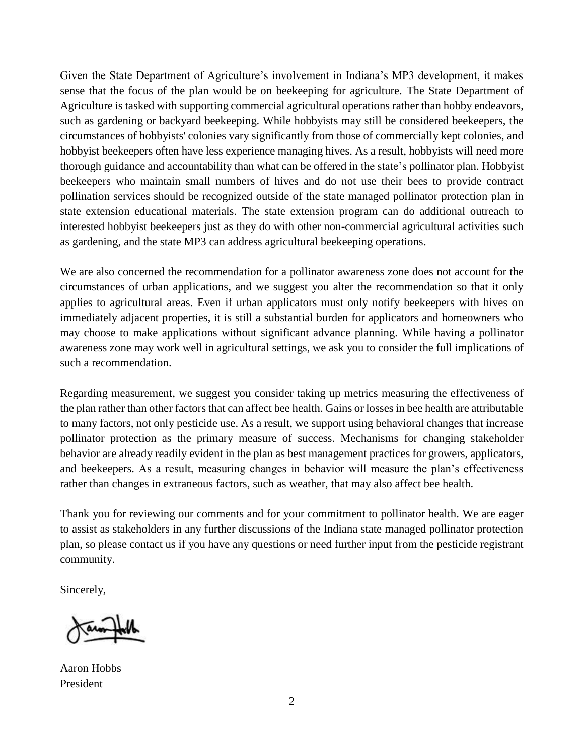Given the State Department of Agriculture's involvement in Indiana's MP3 development, it makes sense that the focus of the plan would be on beekeeping for agriculture. The State Department of Agriculture is tasked with supporting commercial agricultural operations rather than hobby endeavors, such as gardening or backyard beekeeping. While hobbyists may still be considered beekeepers, the circumstances of hobbyists' colonies vary significantly from those of commercially kept colonies, and hobbyist beekeepers often have less experience managing hives. As a result, hobbyists will need more thorough guidance and accountability than what can be offered in the state's pollinator plan. Hobbyist beekeepers who maintain small numbers of hives and do not use their bees to provide contract pollination services should be recognized outside of the state managed pollinator protection plan in state extension educational materials. The state extension program can do additional outreach to interested hobbyist beekeepers just as they do with other non-commercial agricultural activities such as gardening, and the state MP3 can address agricultural beekeeping operations.

We are also concerned the recommendation for a pollinator awareness zone does not account for the circumstances of urban applications, and we suggest you alter the recommendation so that it only applies to agricultural areas. Even if urban applicators must only notify beekeepers with hives on immediately adjacent properties, it is still a substantial burden for applicators and homeowners who may choose to make applications without significant advance planning. While having a pollinator awareness zone may work well in agricultural settings, we ask you to consider the full implications of such a recommendation.

Regarding measurement, we suggest you consider taking up metrics measuring the effectiveness of the plan rather than other factors that can affect bee health. Gains or losses in bee health are attributable to many factors, not only pesticide use. As a result, we support using behavioral changes that increase pollinator protection as the primary measure of success. Mechanisms for changing stakeholder behavior are already readily evident in the plan as best management practices for growers, applicators, and beekeepers. As a result, measuring changes in behavior will measure the plan's effectiveness rather than changes in extraneous factors, such as weather, that may also affect bee health.

Thank you for reviewing our comments and for your commitment to pollinator health. We are eager to assist as stakeholders in any further discussions of the Indiana state managed pollinator protection plan, so please contact us if you have any questions or need further input from the pesticide registrant community.

Sincerely,

Aaron Hobbs
President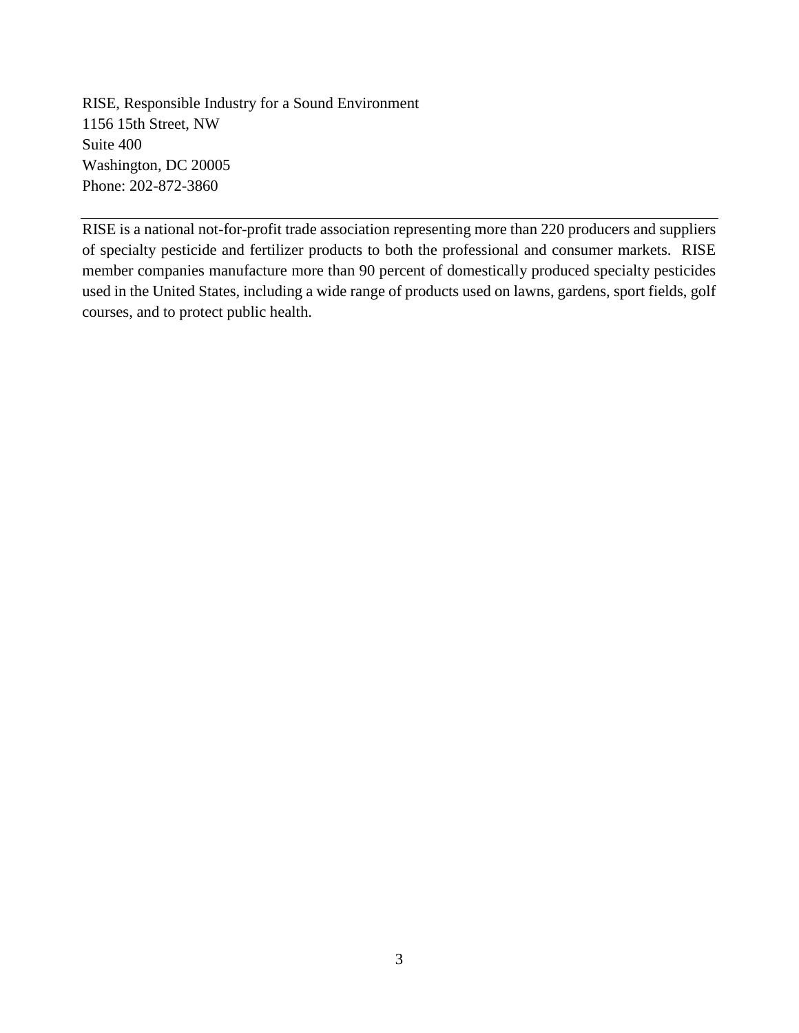RISE, Responsible Industry for a Sound Environment
1156 15th Street, NW
Suite 400
Washington, DC 20005
Phone: 202-872-3860

---

RISE is a national not-for-profit trade association representing more than 220 producers and suppliers of specialty pesticide and fertilizer products to both the professional and consumer markets. RISE member companies manufacture more than 90 percent of domestically produced specialty pesticides used in the United States, including a wide range of products used on lawns, gardens, sport fields, golf courses, and to protect public health.